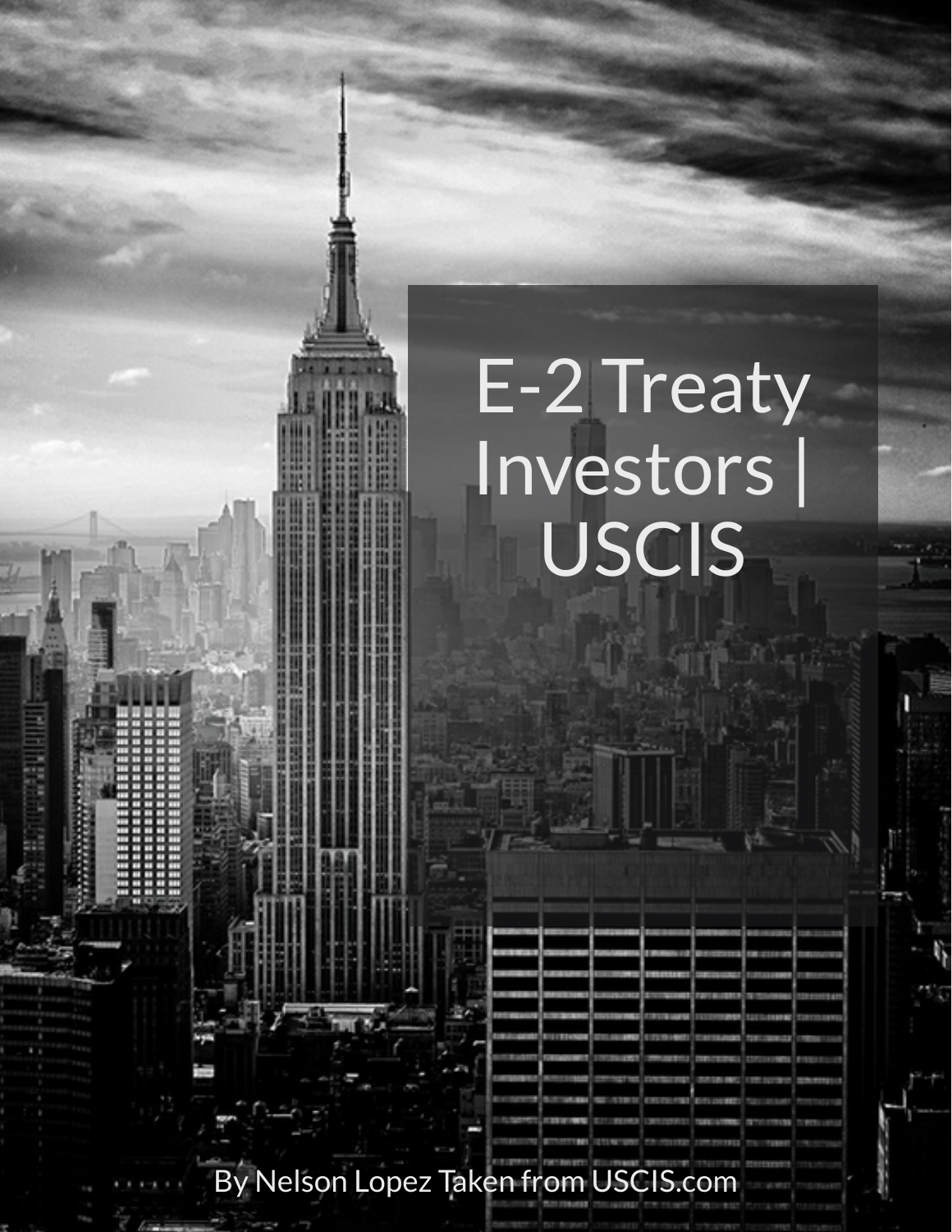# E-2 Treaty Investors | USCIS

By Nelson Lopez Taken from USCIS.com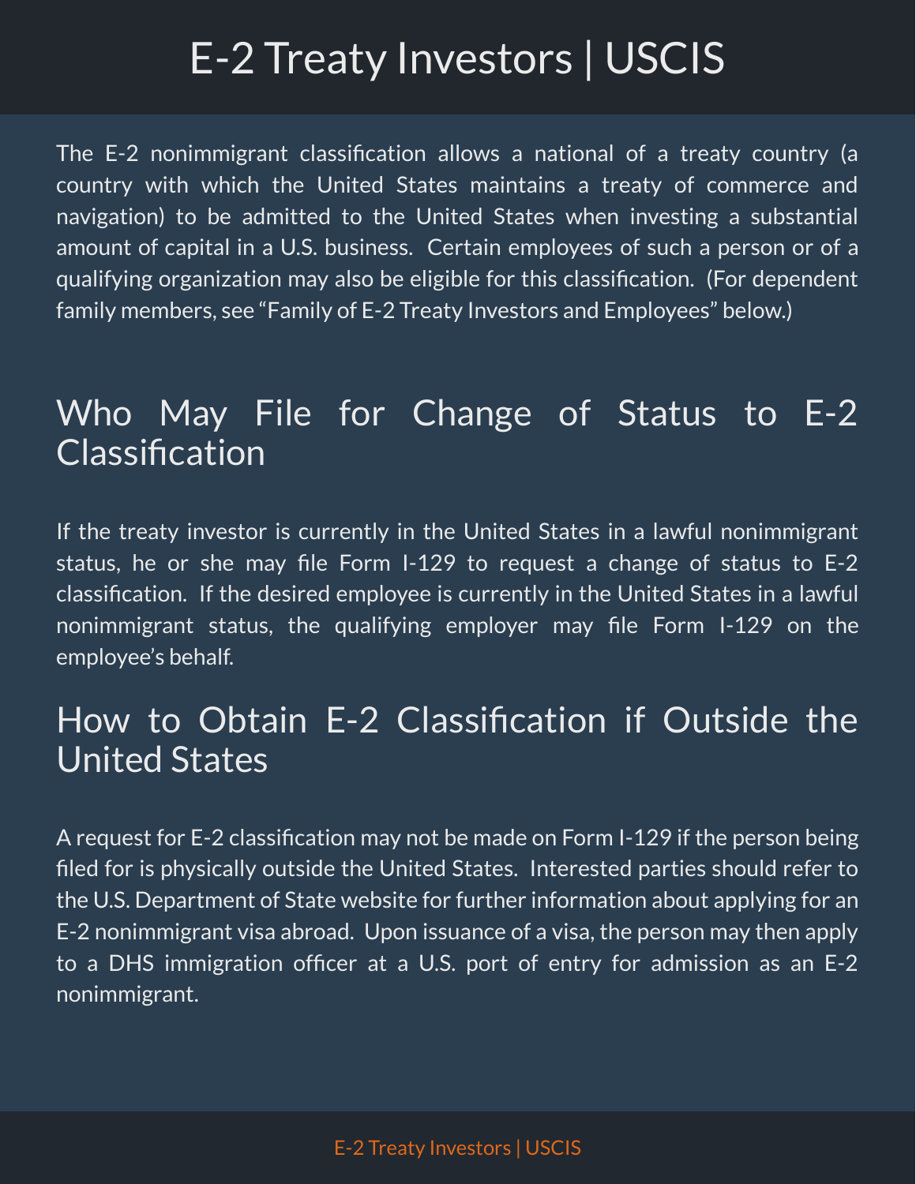# E-2 Treaty Investors | USCIS

The E-2 nonimmigrant classification allows a national of a treaty country (a country with which the United States maintains a treaty of commerce and navigation) to be admitted to the United States when investing a substantial amount of capital in a U.S. business. Certain employees of such a person or of a qualifying organization may also be eligible for this classification. (For dependent family members, see "Family of E-2 Treaty Investors and Employees" below.)

## Who May File for Change of Status to E-2 Classification

If the treaty investor is currently in the United States in a lawful nonimmigrant status, he or she may file Form I-129 to request a change of status to E-2 classification. If the desired employee is currently in the United States in a lawful nonimmigrant status, the qualifying employer may file Form I-129 on the employee's behalf.

## How to Obtain E-2 Classification if Outside the United States

A request for E-2 classification may not be made on Form I-129 if the person being filed for is physically outside the United States. Interested parties should refer to the U.S. Department of State website for further information about applying for an E-2 nonimmigrant visa abroad. Upon issuance of a visa, the person may then apply to a DHS immigration officer at a U.S. port of entry for admission as an E-2 nonimmigrant.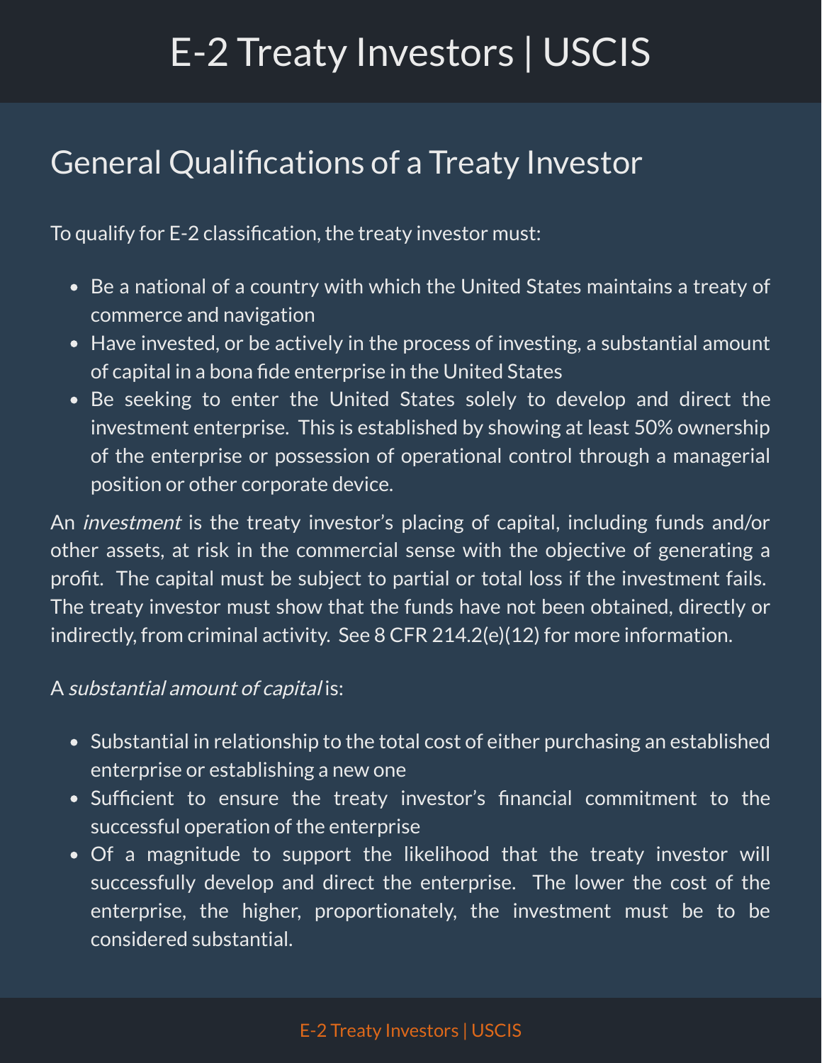## General Qualifications of a Treaty Investor

To qualify for E-2 classification, the treaty investor must:

- Be a national of a country with which the United States maintains a treaty of commerce and navigation
- Have invested, or be actively in the process of investing, a substantial amount of capital in a bona fide enterprise in the United States
- Be seeking to enter the United States solely to develop and direct the investment enterprise. This is established by showing at least 50% ownership of the enterprise or possession of operational control through a managerial position or other corporate device.

An *investment* is the treaty investor's placing of capital, including funds and/or other assets, at risk in the commercial sense with the objective of generating a profit. The capital must be subject to partial or total loss if the investment fails. The treaty investor must show that the funds have not been obtained, directly or indirectly, from criminal activity. See 8 CFR 214.2(e)(12) for more information.

A *substantial amount of capital* is:

- Substantial in relationship to the total cost of either purchasing an established enterprise or establishing a new one
- Sufficient to ensure the treaty investor's financial commitment to the successful operation of the enterprise
- Of a magnitude to support the likelihood that the treaty investor will successfully develop and direct the enterprise. The lower the cost of the enterprise, the higher, proportionately, the investment must be to be considered substantial.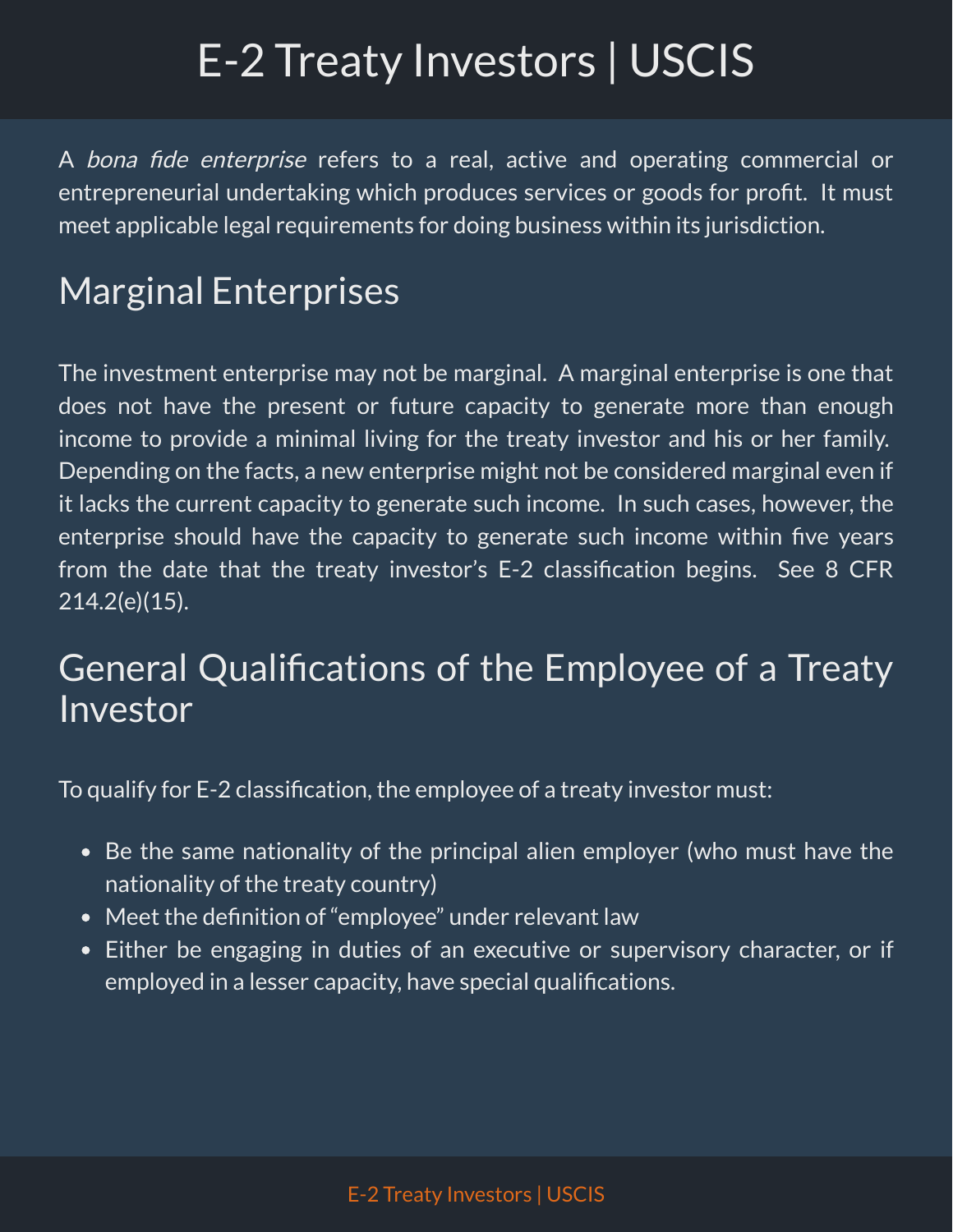A *bona fide enterprise* refers to a real, active and operating commercial or entrepreneurial undertaking which produces services or goods for profit. It must meet applicable legal requirements for doing business within its jurisdiction.

## Marginal Enterprises

The investment enterprise may not be marginal. A marginal enterprise is one that does not have the present or future capacity to generate more than enough income to provide a minimal living for the treaty investor and his or her family. Depending on the facts, a new enterprise might not be considered marginal even if it lacks the current capacity to generate such income. In such cases, however, the enterprise should have the capacity to generate such income within five years from the date that the treaty investor's E-2 classification begins. See 8 CFR 214.2(e)(15).

## General Qualifications of the Employee of a Treaty Investor

To qualify for E-2 classification, the employee of a treaty investor must:

- Be the same nationality of the principal alien employer (who must have the nationality of the treaty country)
- Meet the definition of "employee" under relevant law
- Either be engaging in duties of an executive or supervisory character, or if employed in a lesser capacity, have special qualifications.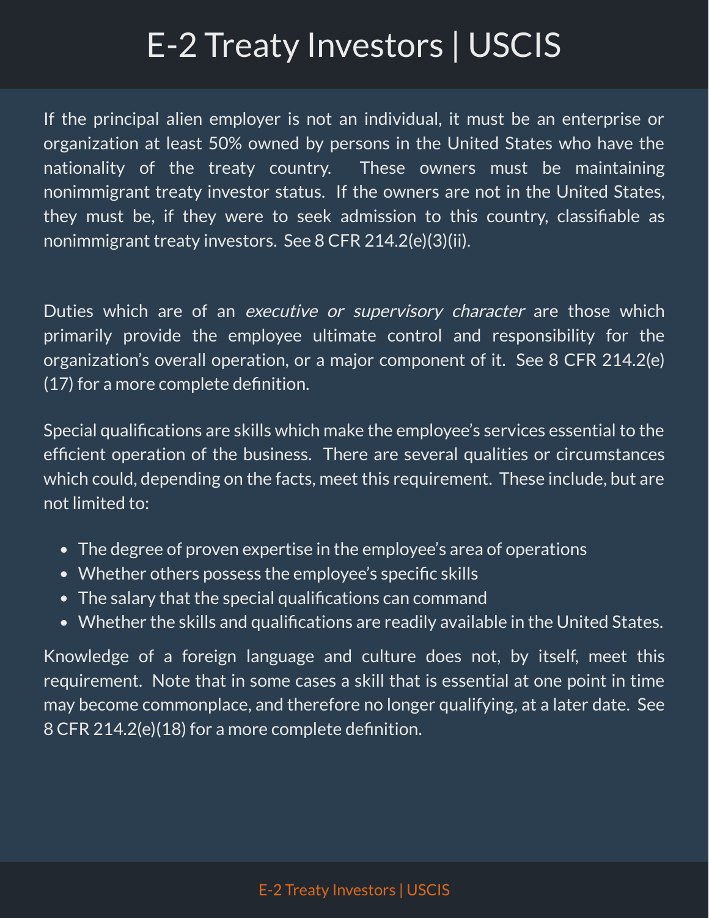If the principal alien employer is not an individual, it must be an enterprise or organization at least 50% owned by persons in the United States who have the nationality of the treaty country.  These owners must be maintaining nonimmigrant treaty investor status.  If the owners are not in the United States, they must be, if they were to seek admission to this country, classifiable as nonimmigrant treaty investors.  See 8 CFR 214.2(e)(3)(ii).

Duties which are of an *executive or supervisory character* are those which primarily provide the employee ultimate control and responsibility for the organization's overall operation, or a major component of it.  See 8 CFR 214.2(e)(17) for a more complete definition.

Special qualifications are skills which make the employee's services essential to the efficient operation of the business.  There are several qualities or circumstances which could, depending on the facts, meet this requirement.  These include, but are not limited to:

- The degree of proven expertise in the employee's area of operations
- Whether others possess the employee's specific skills
- The salary that the special qualifications can command
- Whether the skills and qualifications are readily available in the United States.

Knowledge of a foreign language and culture does not, by itself, meet this requirement.  Note that in some cases a skill that is essential at one point in time may become commonplace, and therefore no longer qualifying, at a later date.  See 8 CFR 214.2(e)(18) for a more complete definition.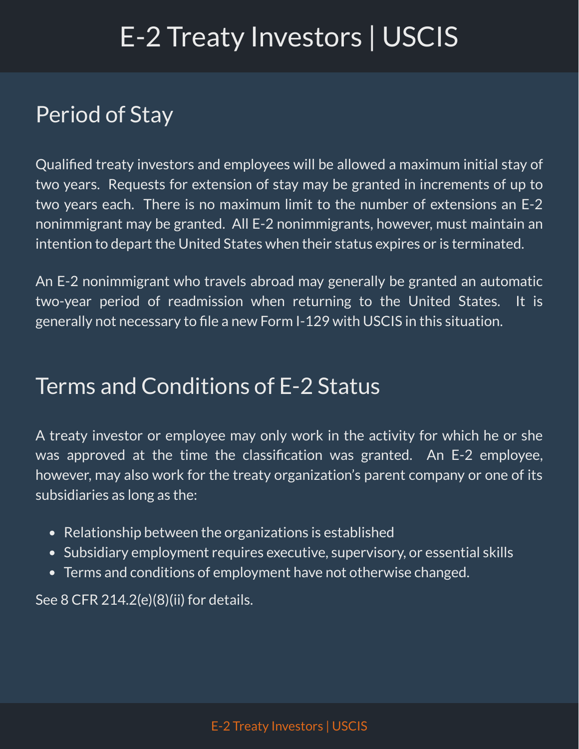## Period of Stay

Qualified treaty investors and employees will be allowed a maximum initial stay of two years. Requests for extension of stay may be granted in increments of up to two years each. There is no maximum limit to the number of extensions an E-2 nonimmigrant may be granted. All E-2 nonimmigrants, however, must maintain an intention to depart the United States when their status expires or is terminated.

An E-2 nonimmigrant who travels abroad may generally be granted an automatic two-year period of readmission when returning to the United States. It is generally not necessary to file a new Form I-129 with USCIS in this situation.

## Terms and Conditions of E-2 Status

A treaty investor or employee may only work in the activity for which he or she was approved at the time the classification was granted. An E-2 employee, however, may also work for the treaty organization's parent company or one of its subsidiaries as long as the:

- Relationship between the organizations is established
- Subsidiary employment requires executive, supervisory, or essential skills
- Terms and conditions of employment have not otherwise changed.

See 8 CFR 214.2(e)(8)(ii) for details.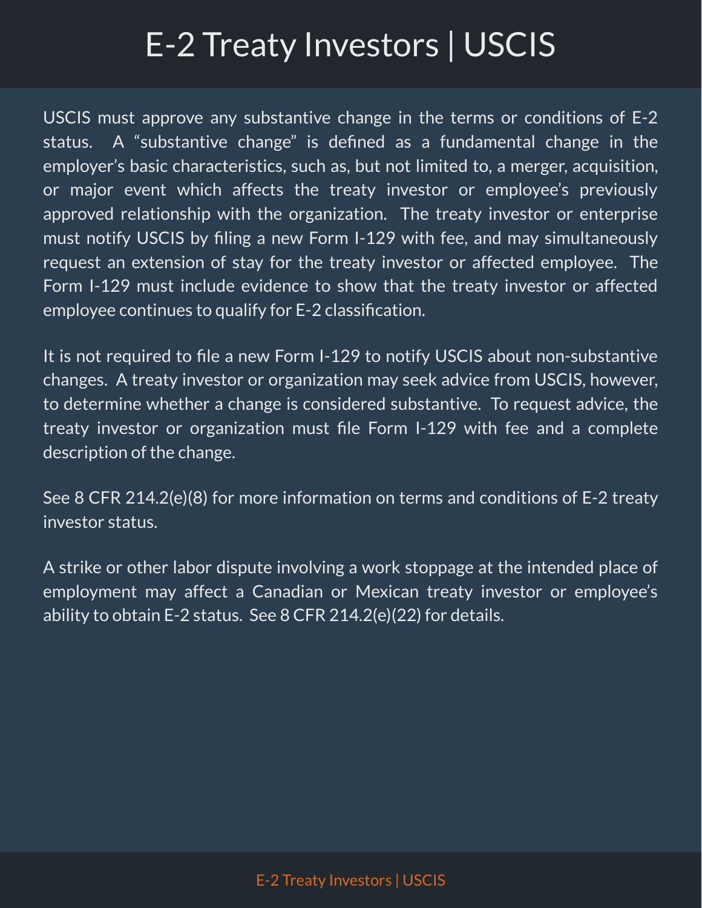USCIS must approve any substantive change in the terms or conditions of E-2 status. A "substantive change" is defined as a fundamental change in the employer's basic characteristics, such as, but not limited to, a merger, acquisition, or major event which affects the treaty investor or employee's previously approved relationship with the organization. The treaty investor or enterprise must notify USCIS by filing a new Form I-129 with fee, and may simultaneously request an extension of stay for the treaty investor or affected employee. The Form I-129 must include evidence to show that the treaty investor or affected employee continues to qualify for E-2 classification.

It is not required to file a new Form I-129 to notify USCIS about non-substantive changes. A treaty investor or organization may seek advice from USCIS, however, to determine whether a change is considered substantive. To request advice, the treaty investor or organization must file Form I-129 with fee and a complete description of the change.

See 8 CFR 214.2(e)(8) for more information on terms and conditions of E-2 treaty investor status.

A strike or other labor dispute involving a work stoppage at the intended place of employment may affect a Canadian or Mexican treaty investor or employee's ability to obtain E-2 status. See 8 CFR 214.2(e)(22) for details.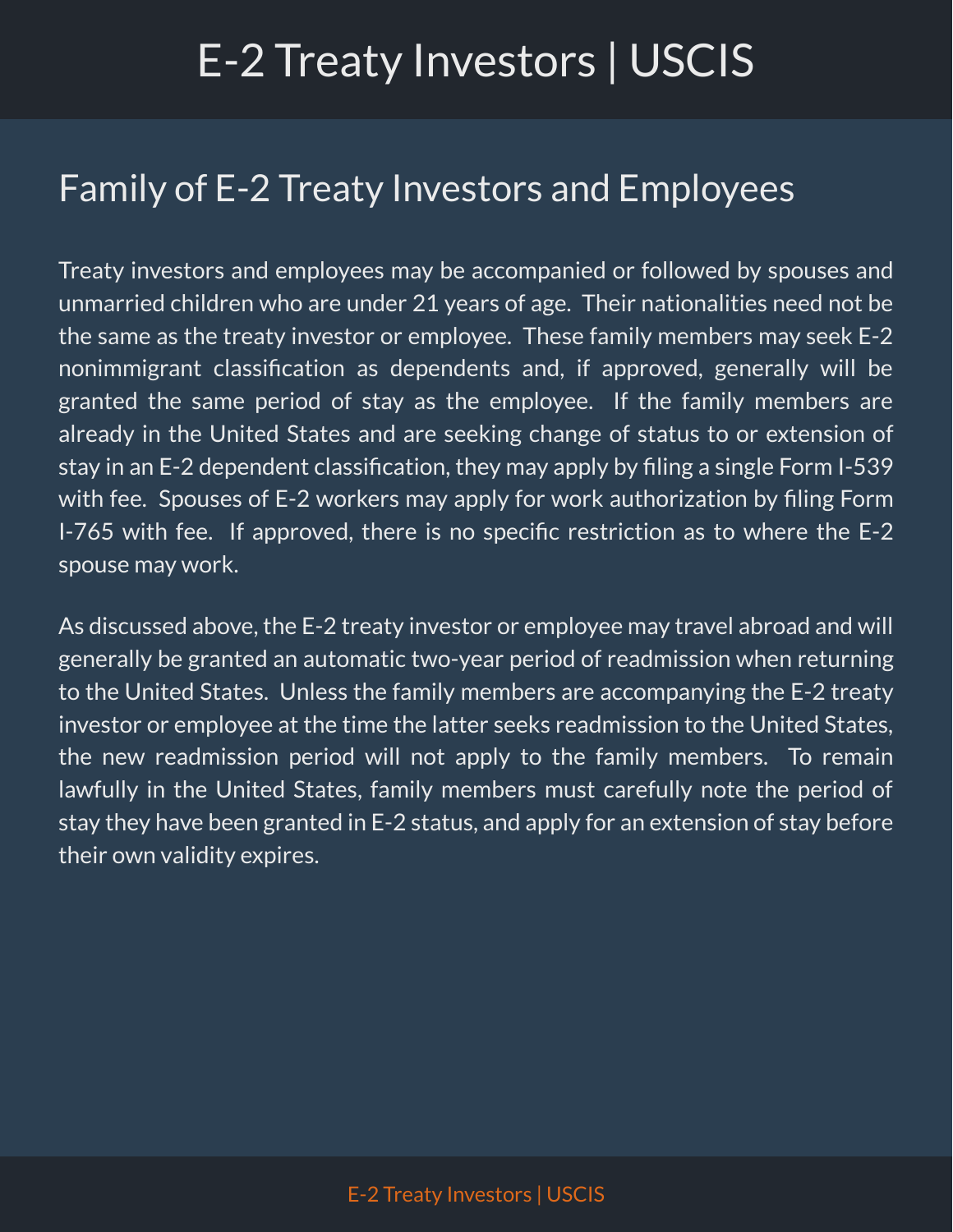## Family of E-2 Treaty Investors and Employees

Treaty investors and employees may be accompanied or followed by spouses and unmarried children who are under 21 years of age. Their nationalities need not be the same as the treaty investor or employee. These family members may seek E-2 nonimmigrant classification as dependents and, if approved, generally will be granted the same period of stay as the employee. If the family members are already in the United States and are seeking change of status to or extension of stay in an E-2 dependent classification, they may apply by filing a single Form I-539 with fee. Spouses of E-2 workers may apply for work authorization by filing Form I-765 with fee. If approved, there is no specific restriction as to where the E-2 spouse may work.

As discussed above, the E-2 treaty investor or employee may travel abroad and will generally be granted an automatic two-year period of readmission when returning to the United States. Unless the family members are accompanying the E-2 treaty investor or employee at the time the latter seeks readmission to the United States, the new readmission period will not apply to the family members. To remain lawfully in the United States, family members must carefully note the period of stay they have been granted in E-2 status, and apply for an extension of stay before their own validity expires.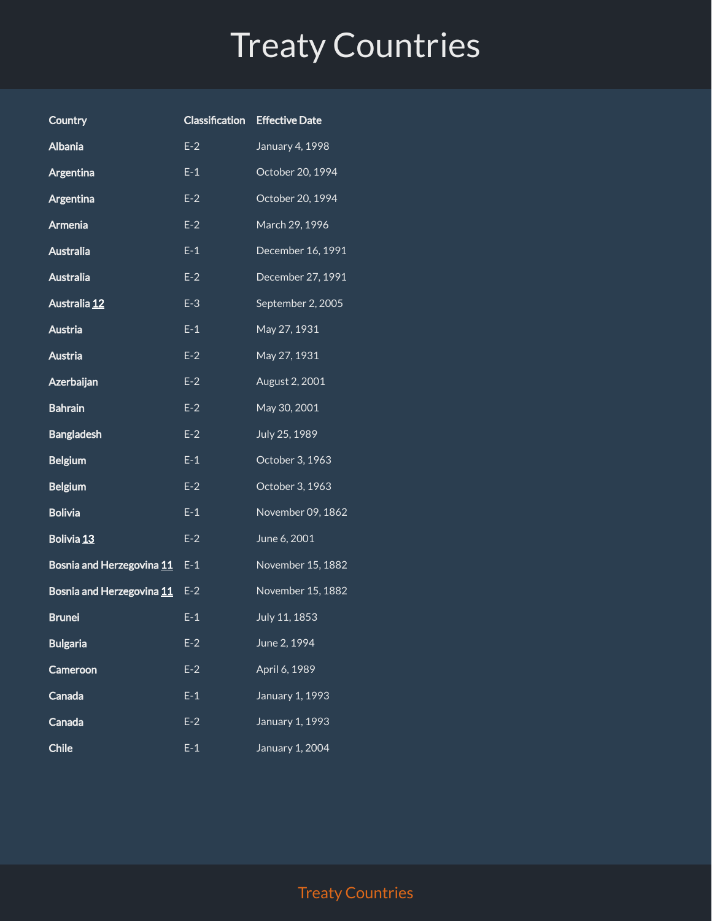# Treaty Countries

| Country | Classification | Effective Date |
|---|---|---|
| Albania | E-2 | January 4, 1998 |
| Argentina | E-1 | October 20, 1994 |
| Argentina | E-2 | October 20, 1994 |
| Armenia | E-2 | March 29, 1996 |
| Australia | E-1 | December 16, 1991 |
| Australia | E-2 | December 27, 1991 |
| Australia 12 | E-3 | September 2, 2005 |
| Austria | E-1 | May 27, 1931 |
| Austria | E-2 | May 27, 1931 |
| Azerbaijan | E-2 | August 2, 2001 |
| Bahrain | E-2 | May 30, 2001 |
| Bangladesh | E-2 | July 25, 1989 |
| Belgium | E-1 | October 3, 1963 |
| Belgium | E-2 | October 3, 1963 |
| Bolivia | E-1 | November 09, 1862 |
| Bolivia 13 | E-2 | June 6, 2001 |
| Bosnia and Herzegovina 11 | E-1 | November 15, 1882 |
| Bosnia and Herzegovina 11 | E-2 | November 15, 1882 |
| Brunei | E-1 | July 11, 1853 |
| Bulgaria | E-2 | June 2, 1994 |
| Cameroon | E-2 | April 6, 1989 |
| Canada | E-1 | January 1, 1993 |
| Canada | E-2 | January 1, 1993 |
| Chile | E-1 | January 1, 2004 |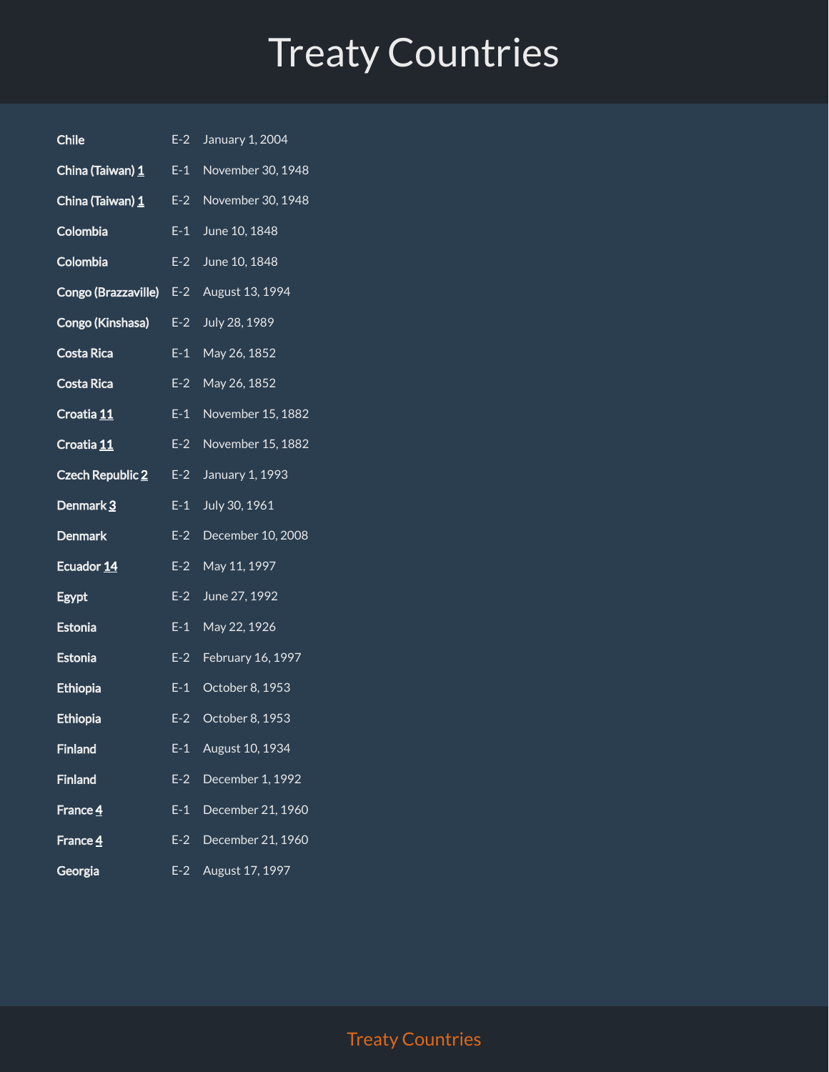# Treaty Countries

| | | |
|---|---|---|
| **Chile** | E-2 | January 1, 2004 |
| **China (Taiwan) 1** | E-1 | November 30, 1948 |
| **China (Taiwan) 1** | E-2 | November 30, 1948 |
| **Colombia** | E-1 | June 10, 1848 |
| **Colombia** | E-2 | June 10, 1848 |
| **Congo (Brazzaville)** | E-2 | August 13, 1994 |
| **Congo (Kinshasa)** | E-2 | July 28, 1989 |
| **Costa Rica** | E-1 | May 26, 1852 |
| **Costa Rica** | E-2 | May 26, 1852 |
| **Croatia 11** | E-1 | November 15, 1882 |
| **Croatia 11** | E-2 | November 15, 1882 |
| **Czech Republic 2** | E-2 | January 1, 1993 |
| **Denmark 3** | E-1 | July 30, 1961 |
| **Denmark** | E-2 | December 10, 2008 |
| **Ecuador 14** | E-2 | May 11, 1997 |
| **Egypt** | E-2 | June 27, 1992 |
| **Estonia** | E-1 | May 22, 1926 |
| **Estonia** | E-2 | February 16, 1997 |
| **Ethiopia** | E-1 | October 8, 1953 |
| **Ethiopia** | E-2 | October 8, 1953 |
| **Finland** | E-1 | August 10, 1934 |
| **Finland** | E-2 | December 1, 1992 |
| **France 4** | E-1 | December 21, 1960 |
| **France 4** | E-2 | December 21, 1960 |
| **Georgia** | E-2 | August 17, 1997 |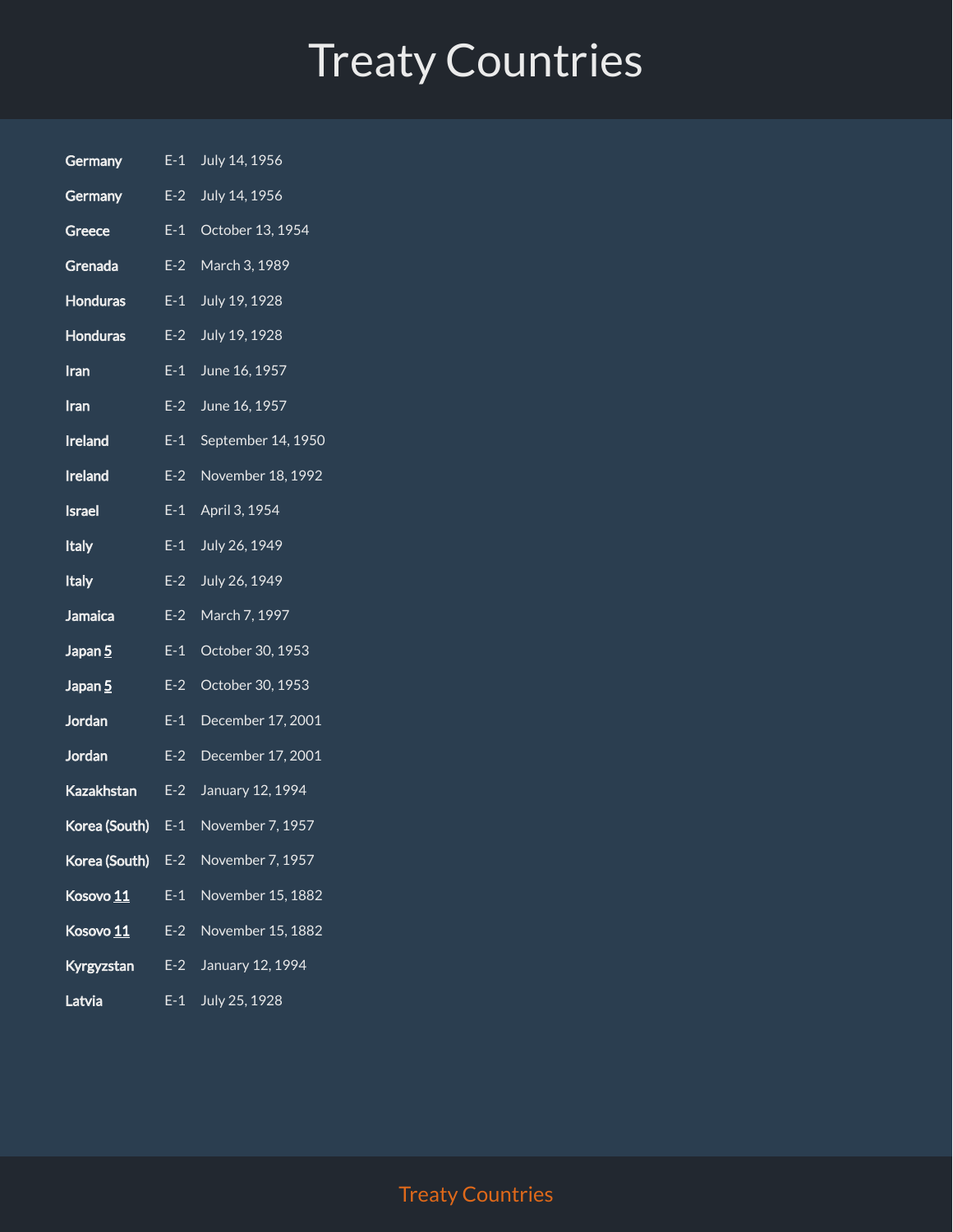# Treaty Countries

| | | |
|---|---|---|
| **Germany** | E-1 | July 14, 1956 |
| **Germany** | E-2 | July 14, 1956 |
| **Greece** | E-1 | October 13, 1954 |
| **Grenada** | E-2 | March 3, 1989 |
| **Honduras** | E-1 | July 19, 1928 |
| **Honduras** | E-2 | July 19, 1928 |
| **Iran** | E-1 | June 16, 1957 |
| **Iran** | E-2 | June 16, 1957 |
| **Ireland** | E-1 | September 14, 1950 |
| **Ireland** | E-2 | November 18, 1992 |
| **Israel** | E-1 | April 3, 1954 |
| **Italy** | E-1 | July 26, 1949 |
| **Italy** | E-2 | July 26, 1949 |
| **Jamaica** | E-2 | March 7, 1997 |
| **Japan** [5] | E-1 | October 30, 1953 |
| **Japan** [5] | E-2 | October 30, 1953 |
| **Jordan** | E-1 | December 17, 2001 |
| **Jordan** | E-2 | December 17, 2001 |
| **Kazakhstan** | E-2 | January 12, 1994 |
| **Korea (South)** | E-1 | November 7, 1957 |
| **Korea (South)** | E-2 | November 7, 1957 |
| **Kosovo** [11] | E-1 | November 15, 1882 |
| **Kosovo** [11] | E-2 | November 15, 1882 |
| **Kyrgyzstan** | E-2 | January 12, 1994 |
| **Latvia** | E-1 | July 25, 1928 |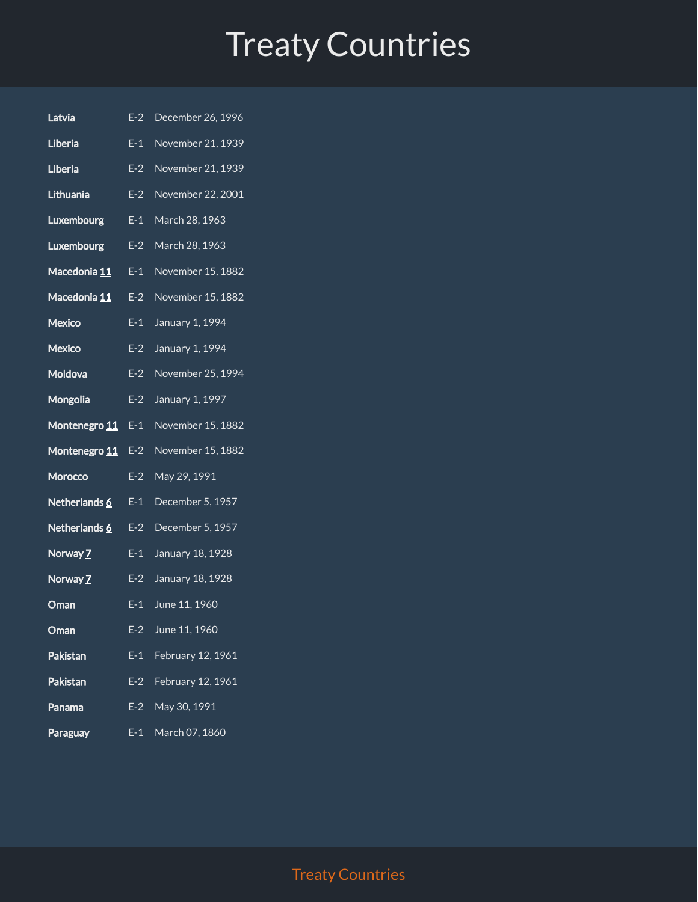# Treaty Countries

| | | |
|---|---|---|
| **Latvia** | E-2 | December 26, 1996 |
| **Liberia** | E-1 | November 21, 1939 |
| **Liberia** | E-2 | November 21, 1939 |
| **Lithuania** | E-2 | November 22, 2001 |
| **Luxembourg** | E-1 | March 28, 1963 |
| **Luxembourg** | E-2 | March 28, 1963 |
| **Macedonia 11** | E-1 | November 15, 1882 |
| **Macedonia 11** | E-2 | November 15, 1882 |
| **Mexico** | E-1 | January 1, 1994 |
| **Mexico** | E-2 | January 1, 1994 |
| **Moldova** | E-2 | November 25, 1994 |
| **Mongolia** | E-2 | January 1, 1997 |
| **Montenegro 11** | E-1 | November 15, 1882 |
| **Montenegro 11** | E-2 | November 15, 1882 |
| **Morocco** | E-2 | May 29, 1991 |
| **Netherlands 6** | E-1 | December 5, 1957 |
| **Netherlands 6** | E-2 | December 5, 1957 |
| **Norway 7** | E-1 | January 18, 1928 |
| **Norway 7** | E-2 | January 18, 1928 |
| **Oman** | E-1 | June 11, 1960 |
| **Oman** | E-2 | June 11, 1960 |
| **Pakistan** | E-1 | February 12, 1961 |
| **Pakistan** | E-2 | February 12, 1961 |
| **Panama** | E-2 | May 30, 1991 |
| **Paraguay** | E-1 | March 07, 1860 |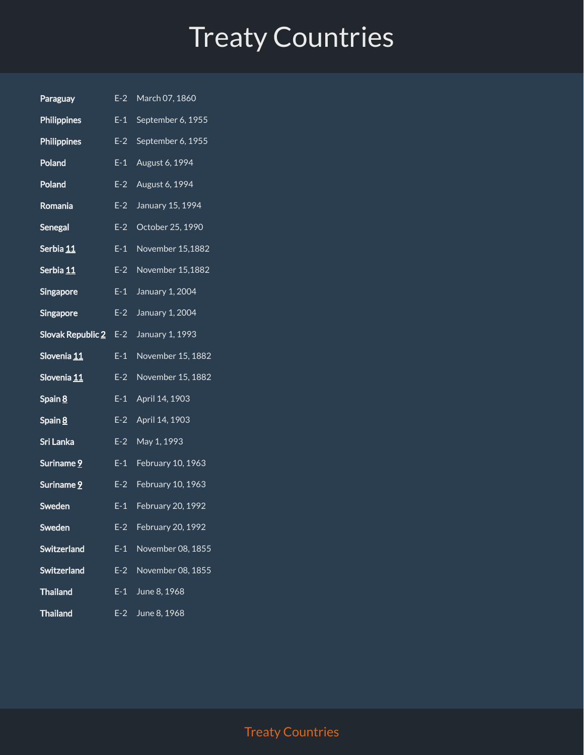# Treaty Countries

| | | |
|---|---|---|
| **Paraguay** | E-2 | March 07, 1860 |
| **Philippines** | E-1 | September 6, 1955 |
| **Philippines** | E-2 | September 6, 1955 |
| **Poland** | E-1 | August 6, 1994 |
| **Poland** | E-2 | August 6, 1994 |
| **Romania** | E-2 | January 15, 1994 |
| **Senegal** | E-2 | October 25, 1990 |
| **Serbia 11** | E-1 | November 15,1882 |
| **Serbia 11** | E-2 | November 15,1882 |
| **Singapore** | E-1 | January 1, 2004 |
| **Singapore** | E-2 | January 1, 2004 |
| **Slovak Republic 2** | E-2 | January 1, 1993 |
| **Slovenia 11** | E-1 | November 15, 1882 |
| **Slovenia 11** | E-2 | November 15, 1882 |
| **Spain 8** | E-1 | April 14, 1903 |
| **Spain 8** | E-2 | April 14, 1903 |
| **Sri Lanka** | E-2 | May 1, 1993 |
| **Suriname 9** | E-1 | February 10, 1963 |
| **Suriname 9** | E-2 | February 10, 1963 |
| **Sweden** | E-1 | February 20, 1992 |
| **Sweden** | E-2 | February 20, 1992 |
| **Switzerland** | E-1 | November 08, 1855 |
| **Switzerland** | E-2 | November 08, 1855 |
| **Thailand** | E-1 | June 8, 1968 |
| **Thailand** | E-2 | June 8, 1968 |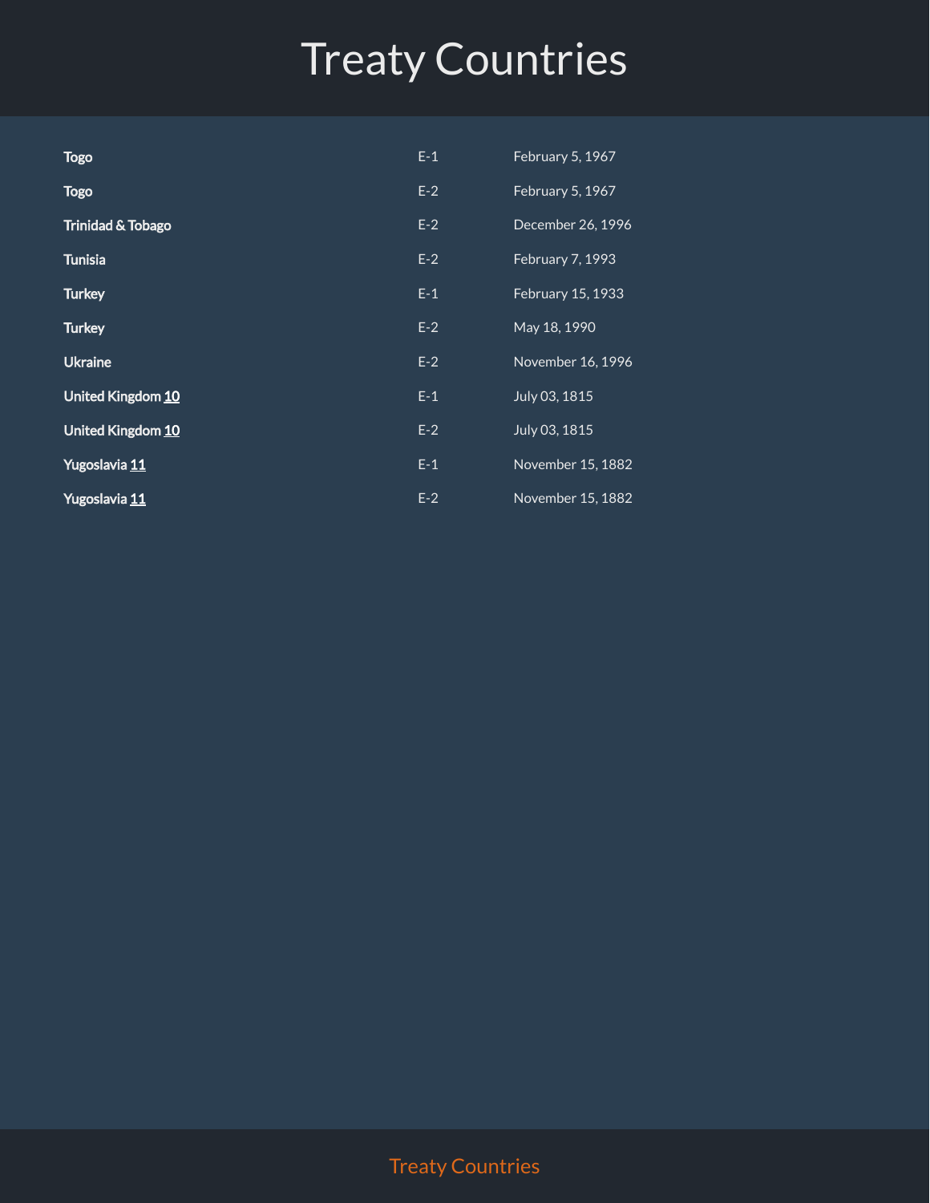# Treaty Countries

| | | |
|---|---|---|
| **Togo** | E-1 | February 5, 1967 |
| **Togo** | E-2 | February 5, 1967 |
| **Trinidad & Tobago** | E-2 | December 26, 1996 |
| **Tunisia** | E-2 | February 7, 1993 |
| **Turkey** | E-1 | February 15, 1933 |
| **Turkey** | E-2 | May 18, 1990 |
| **Ukraine** | E-2 | November 16, 1996 |
| **United Kingdom 10** | E-1 | July 03, 1815 |
| **United Kingdom 10** | E-2 | July 03, 1815 |
| **Yugoslavia 11** | E-1 | November 15, 1882 |
| **Yugoslavia 11** | E-2 | November 15, 1882 |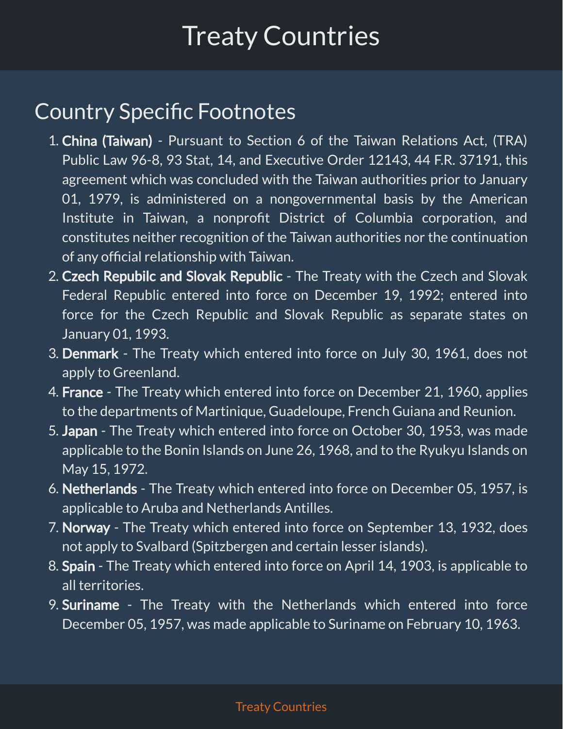# Treaty Countries

## Country Specific Footnotes

1. **China (Taiwan)** - Pursuant to Section 6 of the Taiwan Relations Act, (TRA) Public Law 96-8, 93 Stat, 14, and Executive Order 12143, 44 F.R. 37191, this agreement which was concluded with the Taiwan authorities prior to January 01, 1979, is administered on a nongovernmental basis by the American Institute in Taiwan, a nonprofit District of Columbia corporation, and constitutes neither recognition of the Taiwan authorities nor the continuation of any official relationship with Taiwan.
2. **Czech Repubilc and Slovak Republic** - The Treaty with the Czech and Slovak Federal Republic entered into force on December 19, 1992; entered into force for the Czech Republic and Slovak Republic as separate states on January 01, 1993.
3. **Denmark** - The Treaty which entered into force on July 30, 1961, does not apply to Greenland.
4. **France** - The Treaty which entered into force on December 21, 1960, applies to the departments of Martinique, Guadeloupe, French Guiana and Reunion.
5. **Japan** - The Treaty which entered into force on October 30, 1953, was made applicable to the Bonin Islands on June 26, 1968, and to the Ryukyu Islands on May 15, 1972.
6. **Netherlands** - The Treaty which entered into force on December 05, 1957, is applicable to Aruba and Netherlands Antilles.
7. **Norway** - The Treaty which entered into force on September 13, 1932, does not apply to Svalbard (Spitzbergen and certain lesser islands).
8. **Spain** - The Treaty which entered into force on April 14, 1903, is applicable to all territories.
9. **Suriname** - The Treaty with the Netherlands which entered into force December 05, 1957, was made applicable to Suriname on February 10, 1963.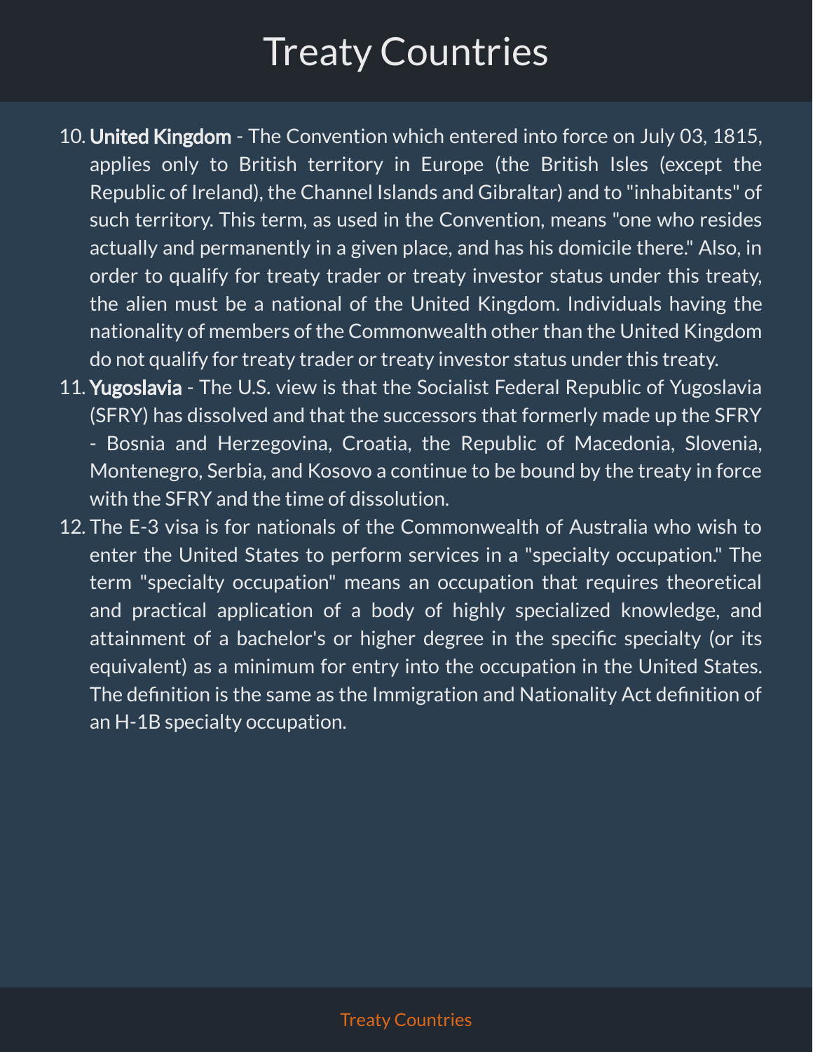# Treaty Countries

10. **United Kingdom** - The Convention which entered into force on July 03, 1815, applies only to British territory in Europe (the British Isles (except the Republic of Ireland), the Channel Islands and Gibraltar) and to "inhabitants" of such territory. This term, as used in the Convention, means "one who resides actually and permanently in a given place, and has his domicile there." Also, in order to qualify for treaty trader or treaty investor status under this treaty, the alien must be a national of the United Kingdom. Individuals having the nationality of members of the Commonwealth other than the United Kingdom do not qualify for treaty trader or treaty investor status under this treaty.
11. **Yugoslavia** - The U.S. view is that the Socialist Federal Republic of Yugoslavia (SFRY) has dissolved and that the successors that formerly made up the SFRY - Bosnia and Herzegovina, Croatia, the Republic of Macedonia, Slovenia, Montenegro, Serbia, and Kosovo a continue to be bound by the treaty in force with the SFRY and the time of dissolution.
12. The E-3 visa is for nationals of the Commonwealth of Australia who wish to enter the United States to perform services in a "specialty occupation." The term "specialty occupation" means an occupation that requires theoretical and practical application of a body of highly specialized knowledge, and attainment of a bachelor's or higher degree in the specific specialty (or its equivalent) as a minimum for entry into the occupation in the United States. The definition is the same as the Immigration and Nationality Act definition of an H-1B specialty occupation.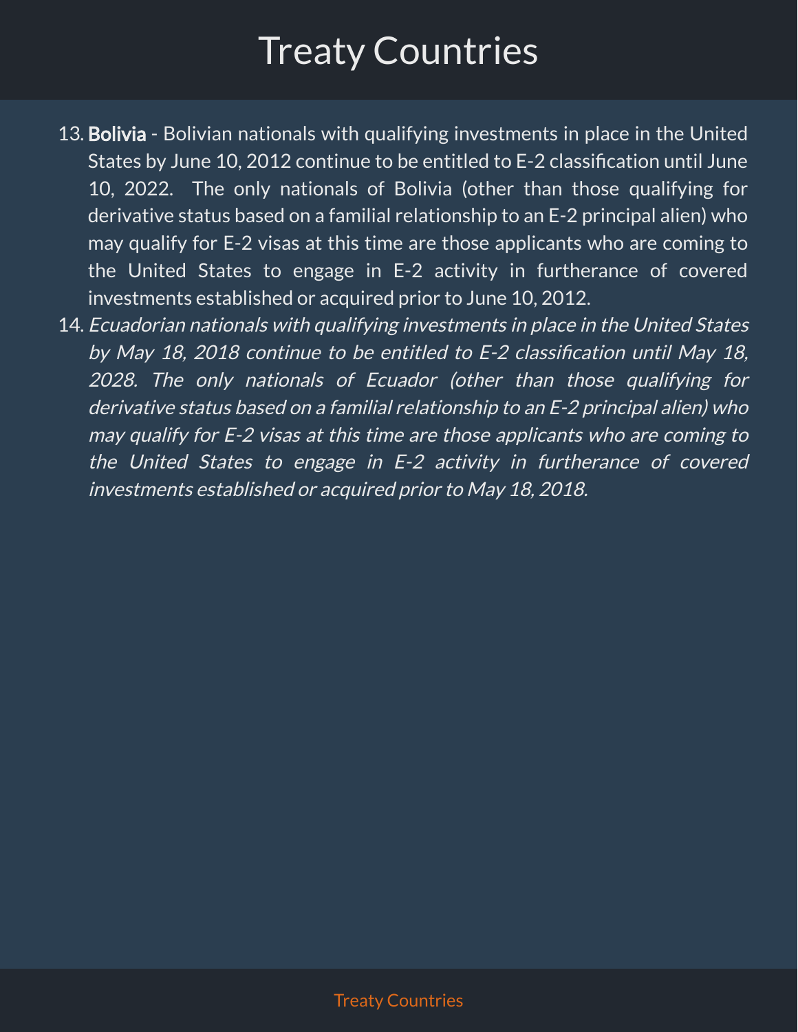# Treaty Countries

13. **Bolivia** - Bolivian nationals with qualifying investments in place in the United States by June 10, 2012 continue to be entitled to E-2 classification until June 10, 2022. The only nationals of Bolivia (other than those qualifying for derivative status based on a familial relationship to an E-2 principal alien) who may qualify for E-2 visas at this time are those applicants who are coming to the United States to engage in E-2 activity in furtherance of covered investments established or acquired prior to June 10, 2012.
14. *Ecuadorian nationals with qualifying investments in place in the United States by May 18, 2018 continue to be entitled to E-2 classification until May 18, 2028. The only nationals of Ecuador (other than those qualifying for derivative status based on a familial relationship to an E-2 principal alien) who may qualify for E-2 visas at this time are those applicants who are coming to the United States to engage in E-2 activity in furtherance of covered investments established or acquired prior to May 18, 2018.*